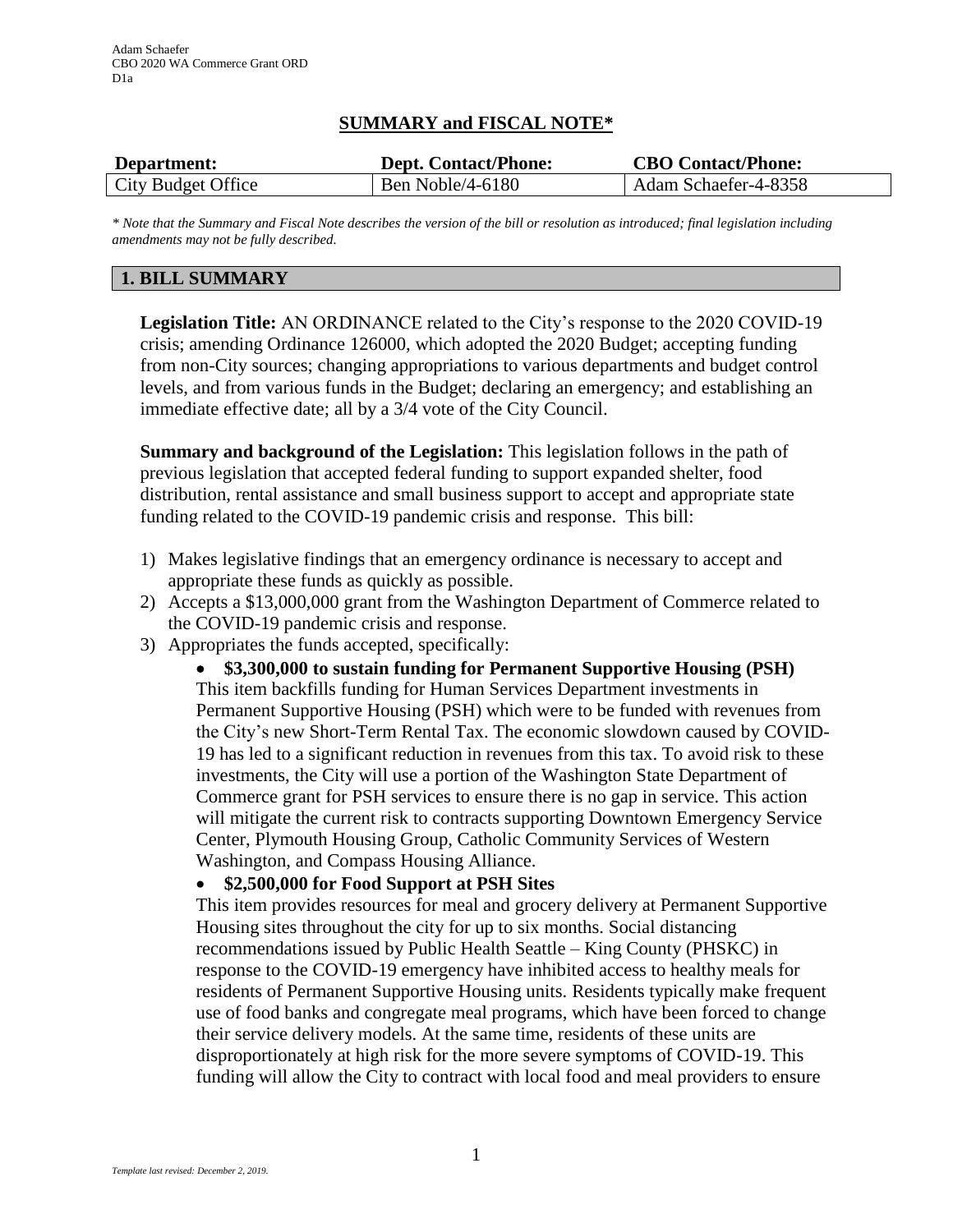Adam Schaefer
CBO 2020 WA Commerce Grant ORD
D1a

## SUMMARY and FISCAL NOTE*

| Department: | Dept. Contact/Phone: | CBO Contact/Phone: |
|---|---|---|
| City Budget Office | Ben Noble/4-6180 | Adam Schaefer-4-8358 |

*\* Note that the Summary and Fiscal Note describes the version of the bill or resolution as introduced; final legislation including amendments may not be fully described.*

## 1. BILL SUMMARY

**Legislation Title:** AN ORDINANCE related to the City's response to the 2020 COVID-19 crisis; amending Ordinance 126000, which adopted the 2020 Budget; accepting funding from non-City sources; changing appropriations to various departments and budget control levels, and from various funds in the Budget; declaring an emergency; and establishing an immediate effective date; all by a 3/4 vote of the City Council.

**Summary and background of the Legislation:** This legislation follows in the path of previous legislation that accepted federal funding to support expanded shelter, food distribution, rental assistance and small business support to accept and appropriate state funding related to the COVID-19 pandemic crisis and response. This bill:

1) Makes legislative findings that an emergency ordinance is necessary to accept and appropriate these funds as quickly as possible.
2) Accepts a $13,000,000 grant from the Washington Department of Commerce related to the COVID-19 pandemic crisis and response.
3) Appropriates the funds accepted, specifically:
   - **$3,300,000 to sustain funding for Permanent Supportive Housing (PSH)**
     This item backfills funding for Human Services Department investments in Permanent Supportive Housing (PSH) which were to be funded with revenues from the City's new Short-Term Rental Tax. The economic slowdown caused by COVID-19 has led to a significant reduction in revenues from this tax. To avoid risk to these investments, the City will use a portion of the Washington State Department of Commerce grant for PSH services to ensure there is no gap in service. This action will mitigate the current risk to contracts supporting Downtown Emergency Service Center, Plymouth Housing Group, Catholic Community Services of Western Washington, and Compass Housing Alliance.
   - **$2,500,000 for Food Support at PSH Sites**
     This item provides resources for meal and grocery delivery at Permanent Supportive Housing sites throughout the city for up to six months. Social distancing recommendations issued by Public Health Seattle – King County (PHSKC) in response to the COVID-19 emergency have inhibited access to healthy meals for residents of Permanent Supportive Housing units. Residents typically make frequent use of food banks and congregate meal programs, which have been forced to change their service delivery models. At the same time, residents of these units are disproportionately at high risk for the more severe symptoms of COVID-19. This funding will allow the City to contract with local food and meal providers to ensure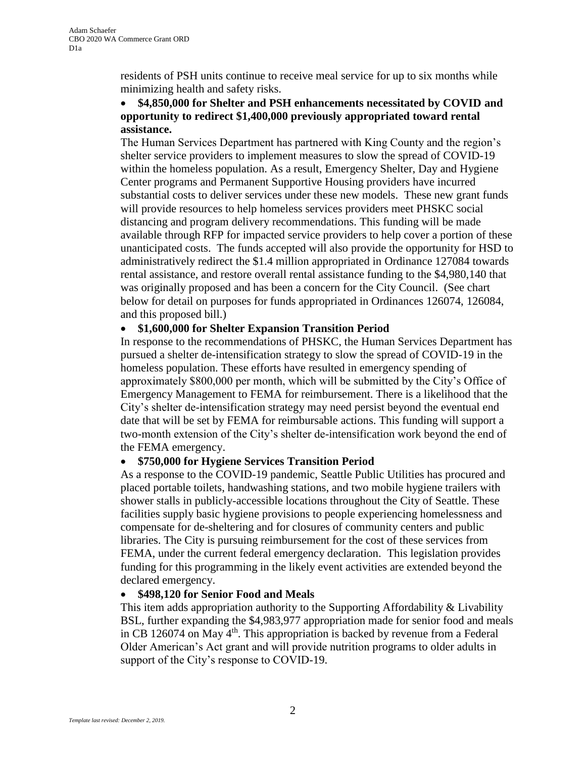residents of PSH units continue to receive meal service for up to six months while minimizing health and safety risks.

- **$4,850,000 for Shelter and PSH enhancements necessitated by COVID and opportunity to redirect $1,400,000 previously appropriated toward rental assistance.**

The Human Services Department has partnered with King County and the region's shelter service providers to implement measures to slow the spread of COVID-19 within the homeless population. As a result, Emergency Shelter, Day and Hygiene Center programs and Permanent Supportive Housing providers have incurred substantial costs to deliver services under these new models. These new grant funds will provide resources to help homeless services providers meet PHSKC social distancing and program delivery recommendations. This funding will be made available through RFP for impacted service providers to help cover a portion of these unanticipated costs. The funds accepted will also provide the opportunity for HSD to administratively redirect the $1.4 million appropriated in Ordinance 127084 towards rental assistance, and restore overall rental assistance funding to the $4,980,140 that was originally proposed and has been a concern for the City Council. (See chart below for detail on purposes for funds appropriated in Ordinances 126074, 126084, and this proposed bill.)

- **$1,600,000 for Shelter Expansion Transition Period**

In response to the recommendations of PHSKC, the Human Services Department has pursued a shelter de-intensification strategy to slow the spread of COVID-19 in the homeless population. These efforts have resulted in emergency spending of approximately $800,000 per month, which will be submitted by the City's Office of Emergency Management to FEMA for reimbursement. There is a likelihood that the City's shelter de-intensification strategy may need persist beyond the eventual end date that will be set by FEMA for reimbursable actions. This funding will support a two-month extension of the City's shelter de-intensification work beyond the end of the FEMA emergency.

- **$750,000 for Hygiene Services Transition Period**

As a response to the COVID-19 pandemic, Seattle Public Utilities has procured and placed portable toilets, handwashing stations, and two mobile hygiene trailers with shower stalls in publicly-accessible locations throughout the City of Seattle. These facilities supply basic hygiene provisions to people experiencing homelessness and compensate for de-sheltering and for closures of community centers and public libraries. The City is pursuing reimbursement for the cost of these services from FEMA, under the current federal emergency declaration. This legislation provides funding for this programming in the likely event activities are extended beyond the declared emergency.

- **$498,120 for Senior Food and Meals**

This item adds appropriation authority to the Supporting Affordability & Livability BSL, further expanding the $4,983,977 appropriation made for senior food and meals in CB 126074 on May 4th. This appropriation is backed by revenue from a Federal Older American's Act grant and will provide nutrition programs to older adults in support of the City's response to COVID-19.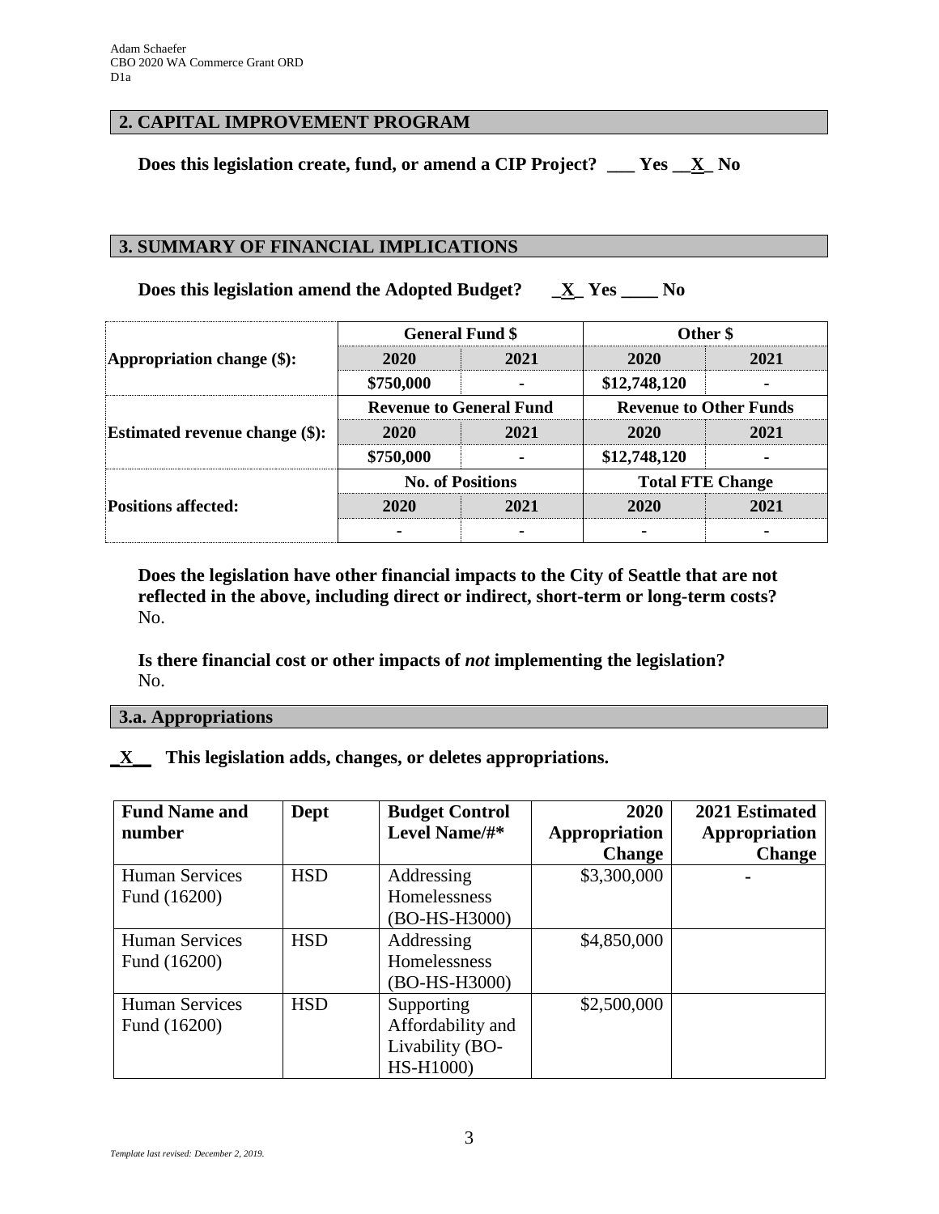## 2. CAPITAL IMPROVEMENT PROGRAM

**Does this legislation create, fund, or amend a CIP Project? ___ Yes __X_ No**

## 3. SUMMARY OF FINANCIAL IMPLICATIONS

**Does this legislation amend the Adopted Budget? _X_ Yes ____ No**

| | General Fund $ | | Other $ | |
|---|---|---|---|---|
| **Appropriation change ($):** | **2020** | **2021** | **2020** | **2021** |
| | **$750,000** | **-** | **$12,748,120** | **-** |
| | **Revenue to General Fund** | | **Revenue to Other Funds** | |
| **Estimated revenue change ($):** | **2020** | **2021** | **2020** | **2021** |
| | **$750,000** | **-** | **$12,748,120** | **-** |
| | **No. of Positions** | | **Total FTE Change** | |
| **Positions affected:** | **2020** | **2021** | **2020** | **2021** |
| | **-** | **-** | **-** | **-** |

**Does the legislation have other financial impacts to the City of Seattle that are not reflected in the above, including direct or indirect, short-term or long-term costs?**
No.

**Is there financial cost or other impacts of *not* implementing the legislation?**
No.

### 3.a. Appropriations

**_X__ This legislation adds, changes, or deletes appropriations.**

| Fund Name and number | Dept | Budget Control Level Name/#* | 2020 Appropriation Change | 2021 Estimated Appropriation Change |
|---|---|---|---|---|
| Human Services Fund (16200) | HSD | Addressing Homelessness (BO-HS-H3000) | $3,300,000 | - |
| Human Services Fund (16200) | HSD | Addressing Homelessness (BO-HS-H3000) | $4,850,000 | |
| Human Services Fund (16200) | HSD | Supporting Affordability and Livability (BO-HS-H1000) | $2,500,000 | |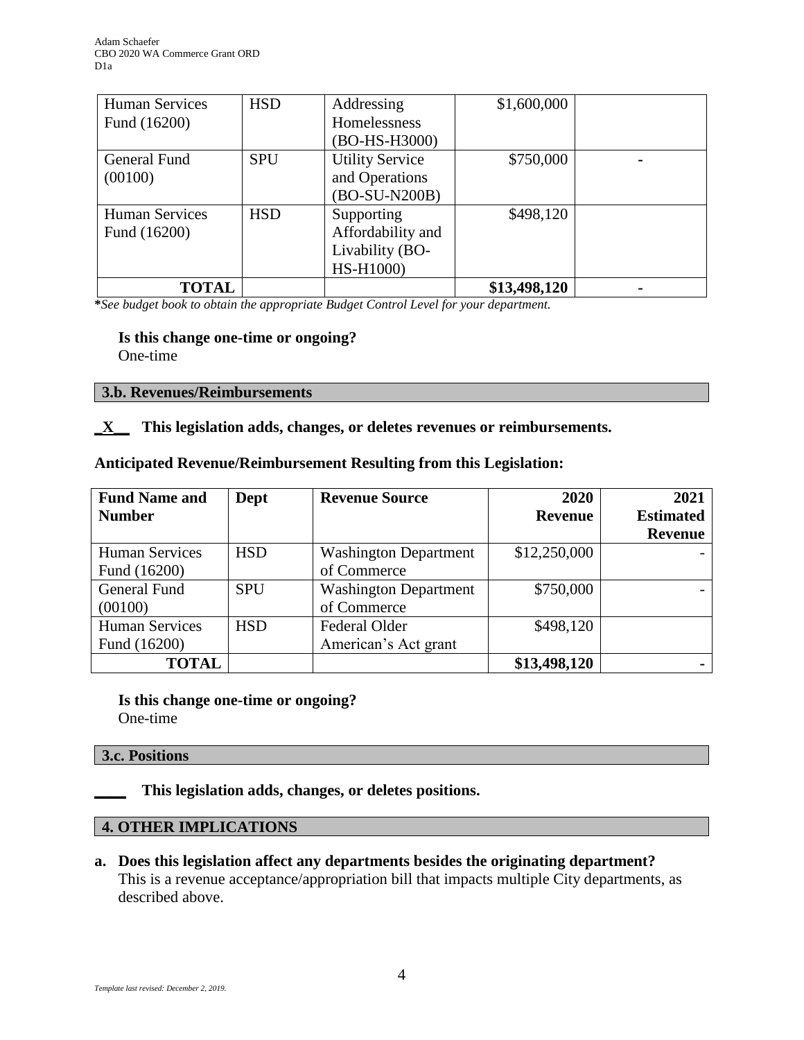| Human Services Fund (16200) | HSD | Addressing Homelessness (BO-HS-H3000) | $1,600,000 | |
|---|---|---|---|---|
| General Fund (00100) | SPU | Utility Service and Operations (BO-SU-N200B) | $750,000 | - |
| Human Services Fund (16200) | HSD | Supporting Affordability and Livability (BO-HS-H1000) | $498,120 | |
| **TOTAL** | | | **$13,498,120** | **-** |

***See budget book to obtain the appropriate Budget Control Level for your department.***

**Is this change one-time or ongoing?**
One-time

**3.b. Revenues/Reimbursements**

**_X__ This legislation adds, changes, or deletes revenues or reimbursements.**

**Anticipated Revenue/Reimbursement Resulting from this Legislation:**

| Fund Name and Number | Dept | Revenue Source | 2020 Revenue | 2021 Estimated Revenue |
|---|---|---|---|---|
| Human Services Fund (16200) | HSD | Washington Department of Commerce | $12,250,000 | - |
| General Fund (00100) | SPU | Washington Department of Commerce | $750,000 | - |
| Human Services Fund (16200) | HSD | Federal Older American's Act grant | $498,120 | |
| **TOTAL** | | | **$13,498,120** | **-** |

**Is this change one-time or ongoing?**
One-time

**3.c. Positions**

**____ This legislation adds, changes, or deletes positions.**

**4. OTHER IMPLICATIONS**

**a. Does this legislation affect any departments besides the originating department?**
This is a revenue acceptance/appropriation bill that impacts multiple City departments, as described above.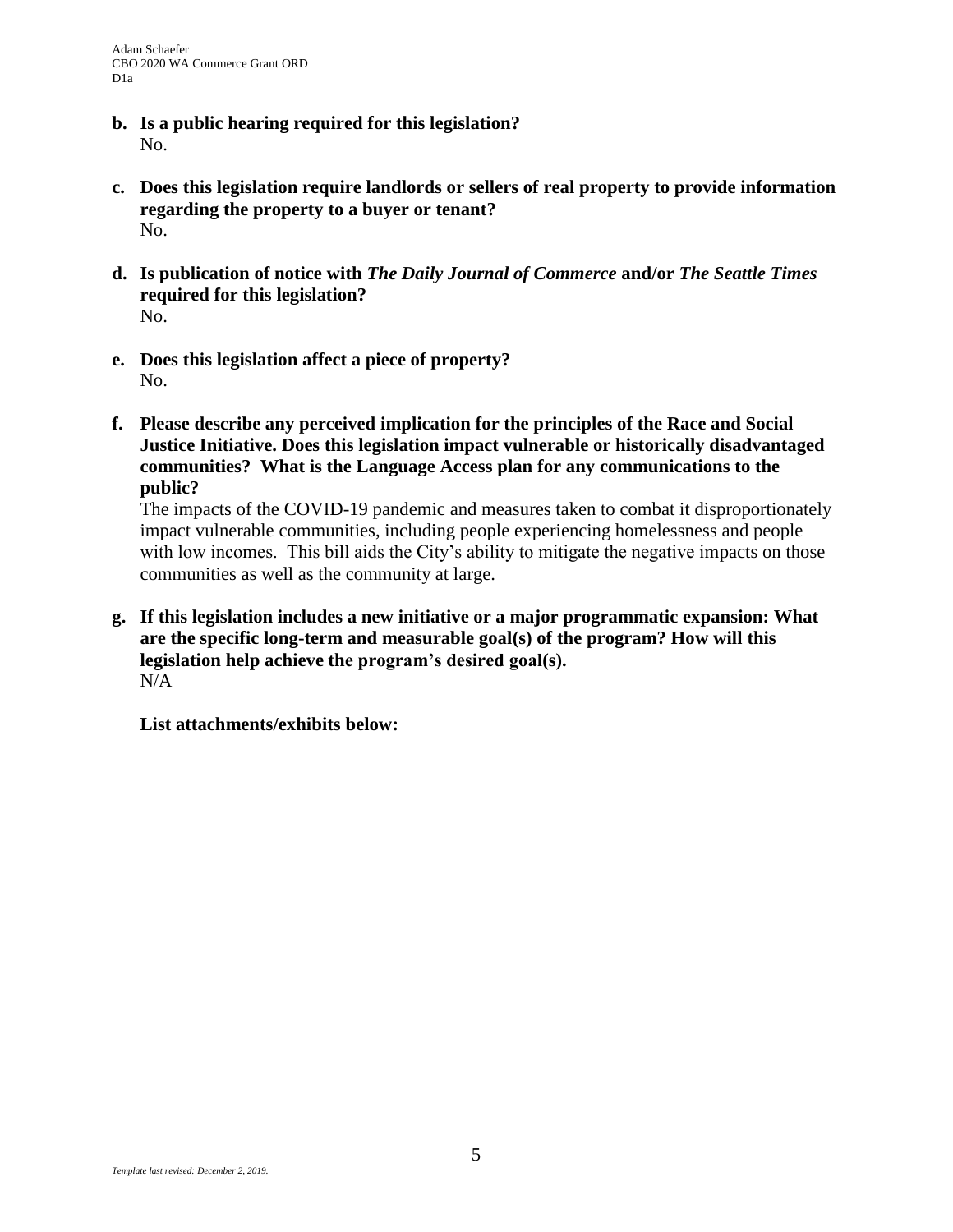**b. Is a public hearing required for this legislation?**
No.

**c. Does this legislation require landlords or sellers of real property to provide information regarding the property to a buyer or tenant?**
No.

**d. Is publication of notice with *The Daily Journal of Commerce* and/or *The Seattle Times* required for this legislation?**
No.

**e. Does this legislation affect a piece of property?**
No.

**f. Please describe any perceived implication for the principles of the Race and Social Justice Initiative. Does this legislation impact vulnerable or historically disadvantaged communities? What is the Language Access plan for any communications to the public?**
The impacts of the COVID-19 pandemic and measures taken to combat it disproportionately impact vulnerable communities, including people experiencing homelessness and people with low incomes. This bill aids the City's ability to mitigate the negative impacts on those communities as well as the community at large.

**g. If this legislation includes a new initiative or a major programmatic expansion: What are the specific long-term and measurable goal(s) of the program? How will this legislation help achieve the program's desired goal(s).**
N/A

**List attachments/exhibits below:**